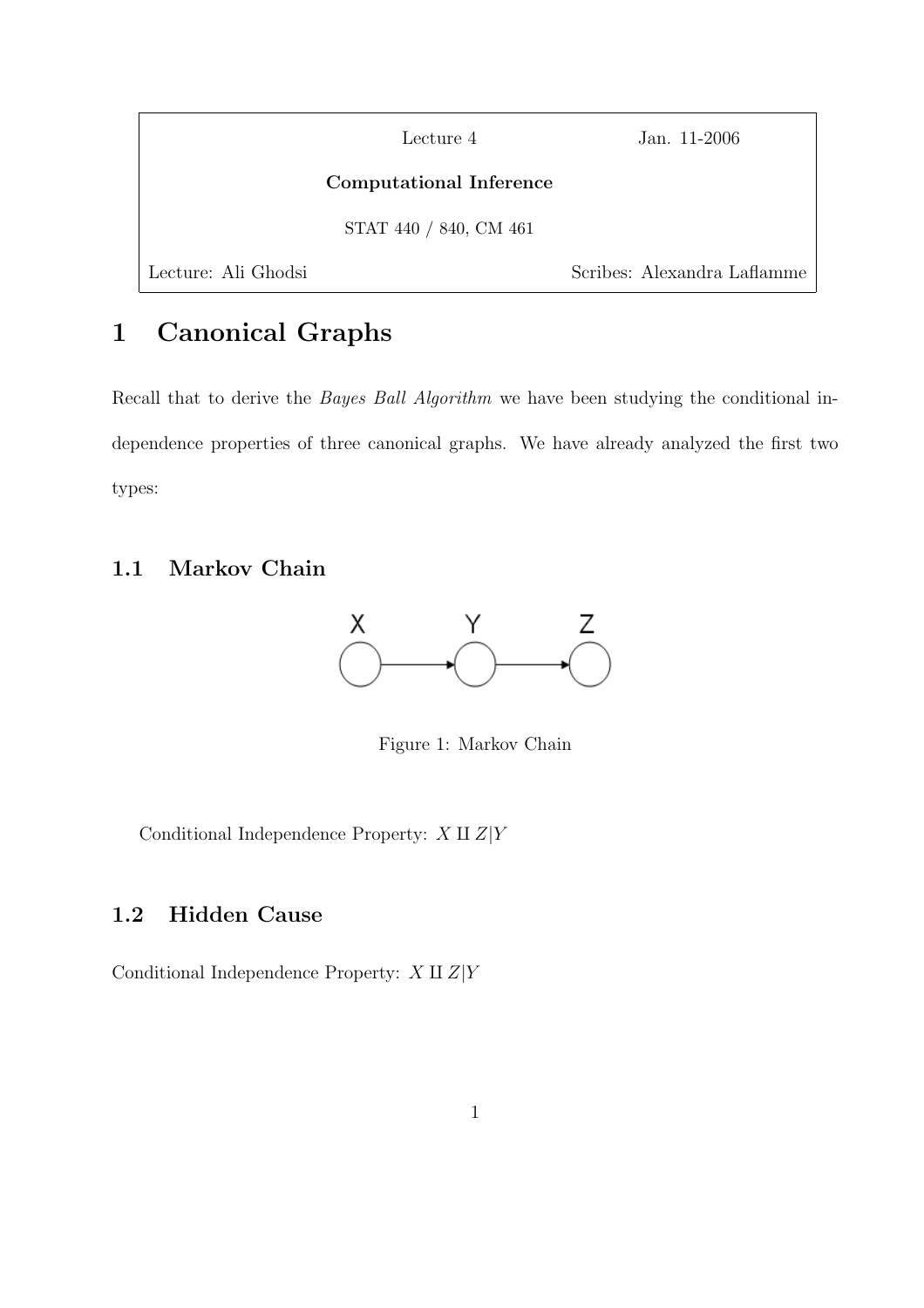Lecture 4 Jan. 11-2006

**Computational Inference**

STAT 440 / 840, CM 461

Lecture: Ali Ghodsi Scribes: Alexandra Laflamme

# 1 Canonical Graphs

Recall that to derive the *Bayes Ball Algorithm* we have been studying the conditional independence properties of three canonical graphs. We have already analyzed the first two types:

## 1.1 Markov Chain

Figure 1: Markov Chain

Conditional Independence Property: $X \amalg Z|Y$

## 1.2 Hidden Cause

Conditional Independence Property: $X \amalg Z|Y$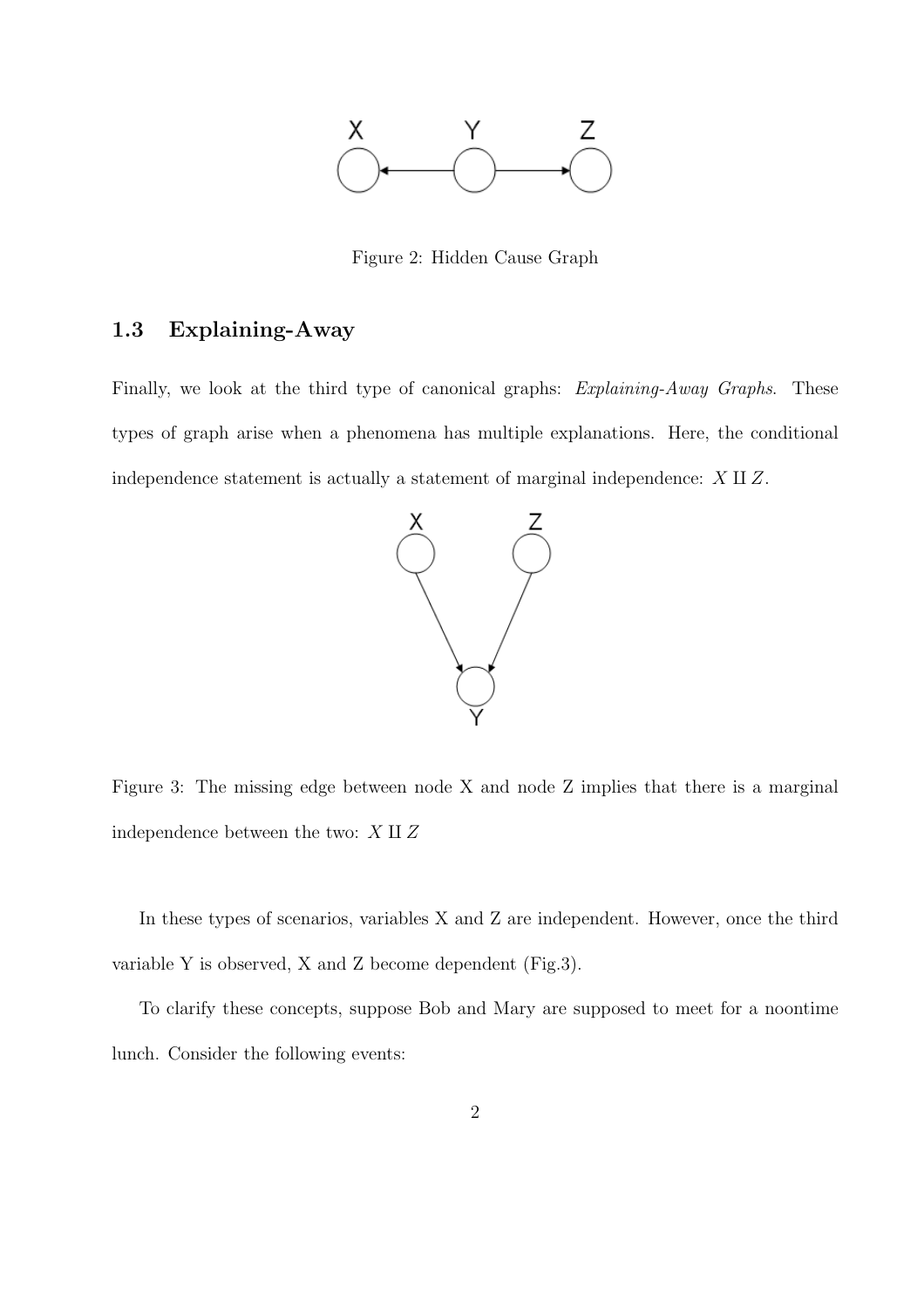Figure 2: Hidden Cause Graph

### 1.3 Explaining-Away

Finally, we look at the third type of canonical graphs: *Explaining-Away Graphs*. These types of graph arise when a phenomena has multiple explanations. Here, the conditional independence statement is actually a statement of marginal independence: $X \amalg Z$.

Figure 3: The missing edge between node X and node Z implies that there is a marginal independence between the two: $X \amalg Z$

In these types of scenarios, variables X and Z are independent. However, once the third variable Y is observed, X and Z become dependent (Fig.3).

To clarify these concepts, suppose Bob and Mary are supposed to meet for a noontime lunch. Consider the following events: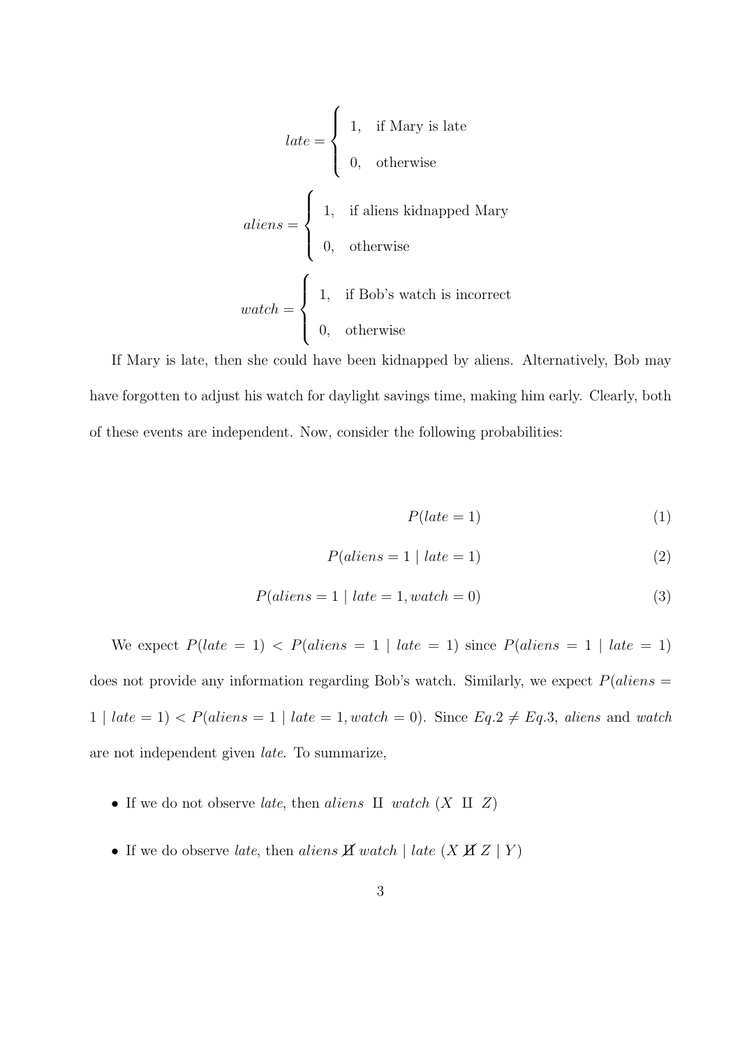$$late = \begin{cases} 1, & \text{if Mary is late} \\ 0, & \text{otherwise} \end{cases}$$

$$aliens = \begin{cases} 1, & \text{if aliens kidnapped Mary} \\ 0, & \text{otherwise} \end{cases}$$

$$watch = \begin{cases} 1, & \text{if Bob's watch is incorrect} \\ 0, & \text{otherwise} \end{cases}$$

If Mary is late, then she could have been kidnapped by aliens. Alternatively, Bob may have forgotten to adjust his watch for daylight savings time, making him early. Clearly, both of these events are independent. Now, consider the following probabilities:

$$P(late = 1) \tag{1}$$

$$P(aliens = 1 \mid late = 1) \tag{2}$$

$$P(aliens = 1 \mid late = 1, watch = 0) \tag{3}$$

We expect $P(late = 1) < P(aliens = 1 \mid late = 1)$ since $P(aliens = 1 \mid late = 1)$ does not provide any information regarding Bob's watch. Similarly, we expect $P(aliens = 1 \mid late = 1) < P(aliens = 1 \mid late = 1, watch = 0)$. Since $Eq.2 \neq Eq.3$, *aliens* and *watch* are not independent given *late*. To summarize,

- If we do not observe *late*, then $aliens \perp\!\!\!\perp watch$ ($X \perp\!\!\!\perp Z$)
- If we do observe *late*, then $aliens \not\!\perp\!\!\!\perp watch \mid late$ ($X \not\!\perp\!\!\!\perp Z \mid Y$)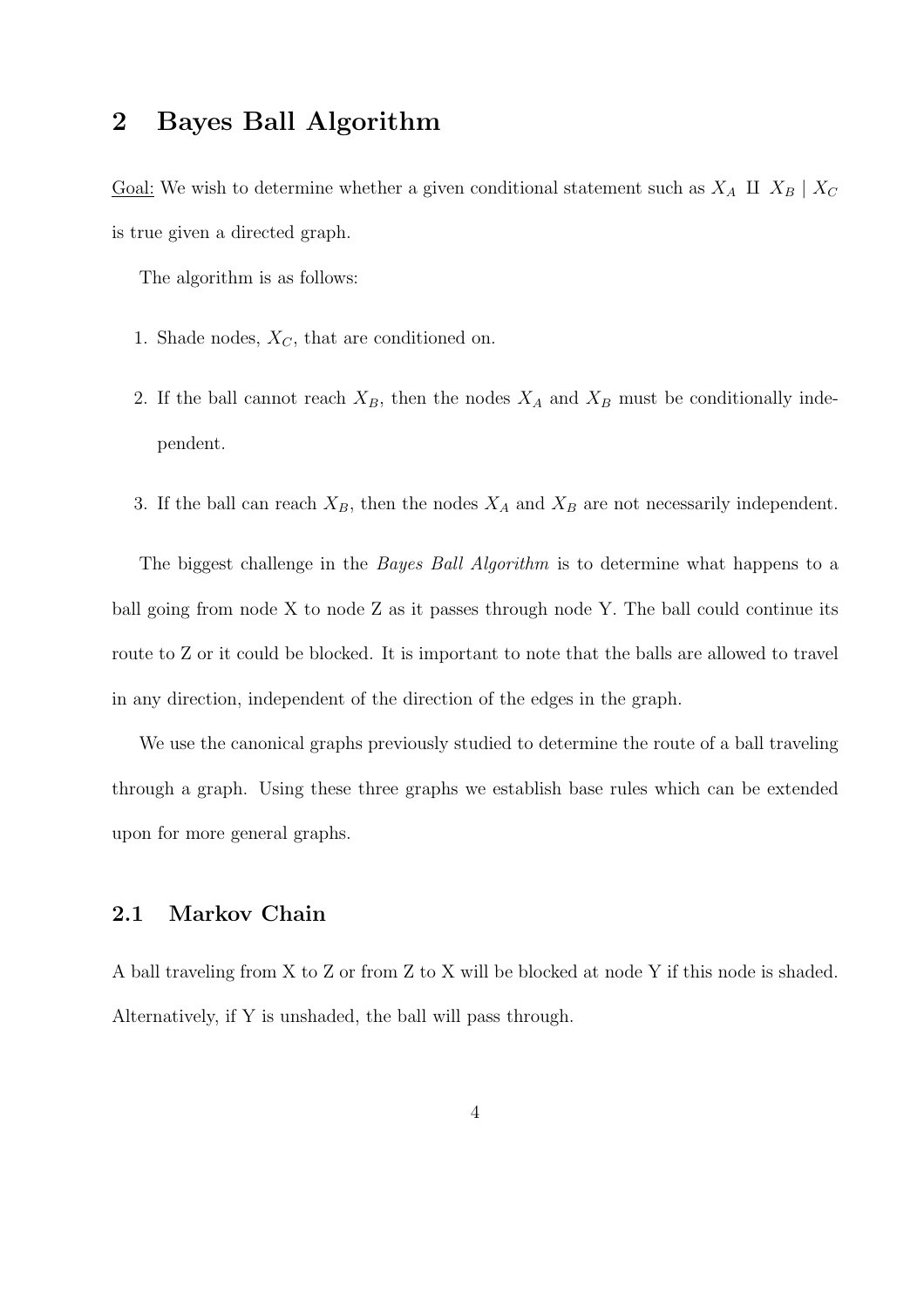## 2 Bayes Ball Algorithm

Goal: We wish to determine whether a given conditional statement such as $X_A \perp\!\!\!\perp X_B \mid X_C$ is true given a directed graph.

The algorithm is as follows:

1. Shade nodes, $X_C$, that are conditioned on.
2. If the ball cannot reach $X_B$, then the nodes $X_A$ and $X_B$ must be conditionally independent.
3. If the ball can reach $X_B$, then the nodes $X_A$ and $X_B$ are not necessarily independent.

The biggest challenge in the *Bayes Ball Algorithm* is to determine what happens to a ball going from node X to node Z as it passes through node Y. The ball could continue its route to Z or it could be blocked. It is important to note that the balls are allowed to travel in any direction, independent of the direction of the edges in the graph.

We use the canonical graphs previously studied to determine the route of a ball traveling through a graph. Using these three graphs we establish base rules which can be extended upon for more general graphs.

### 2.1 Markov Chain

A ball traveling from X to Z or from Z to X will be blocked at node Y if this node is shaded. Alternatively, if Y is unshaded, the ball will pass through.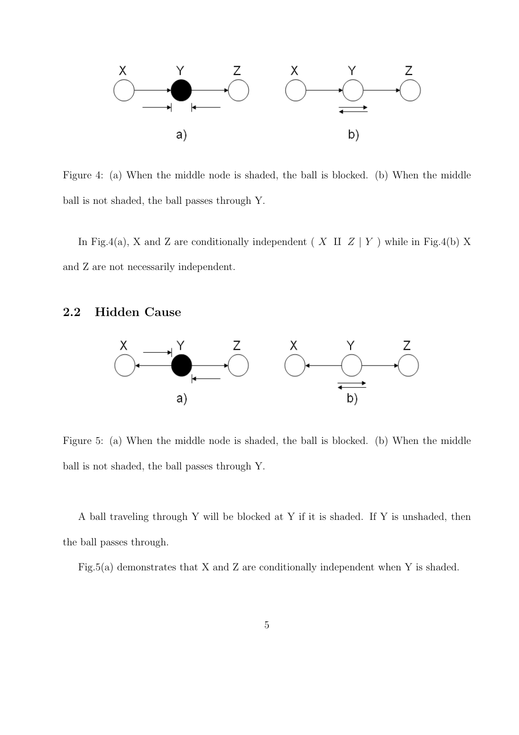Figure 4: (a) When the middle node is shaded, the ball is blocked. (b) When the middle ball is not shaded, the ball passes through Y.

In Fig.4(a), X and Z are conditionally independent ( $X \perp\!\!\!\perp Z \mid Y$ ) while in Fig.4(b) X and Z are not necessarily independent.

## 2.2 Hidden Cause

Figure 5: (a) When the middle node is shaded, the ball is blocked. (b) When the middle ball is not shaded, the ball passes through Y.

A ball traveling through Y will be blocked at Y if it is shaded. If Y is unshaded, then the ball passes through.

Fig.5(a) demonstrates that X and Z are conditionally independent when Y is shaded.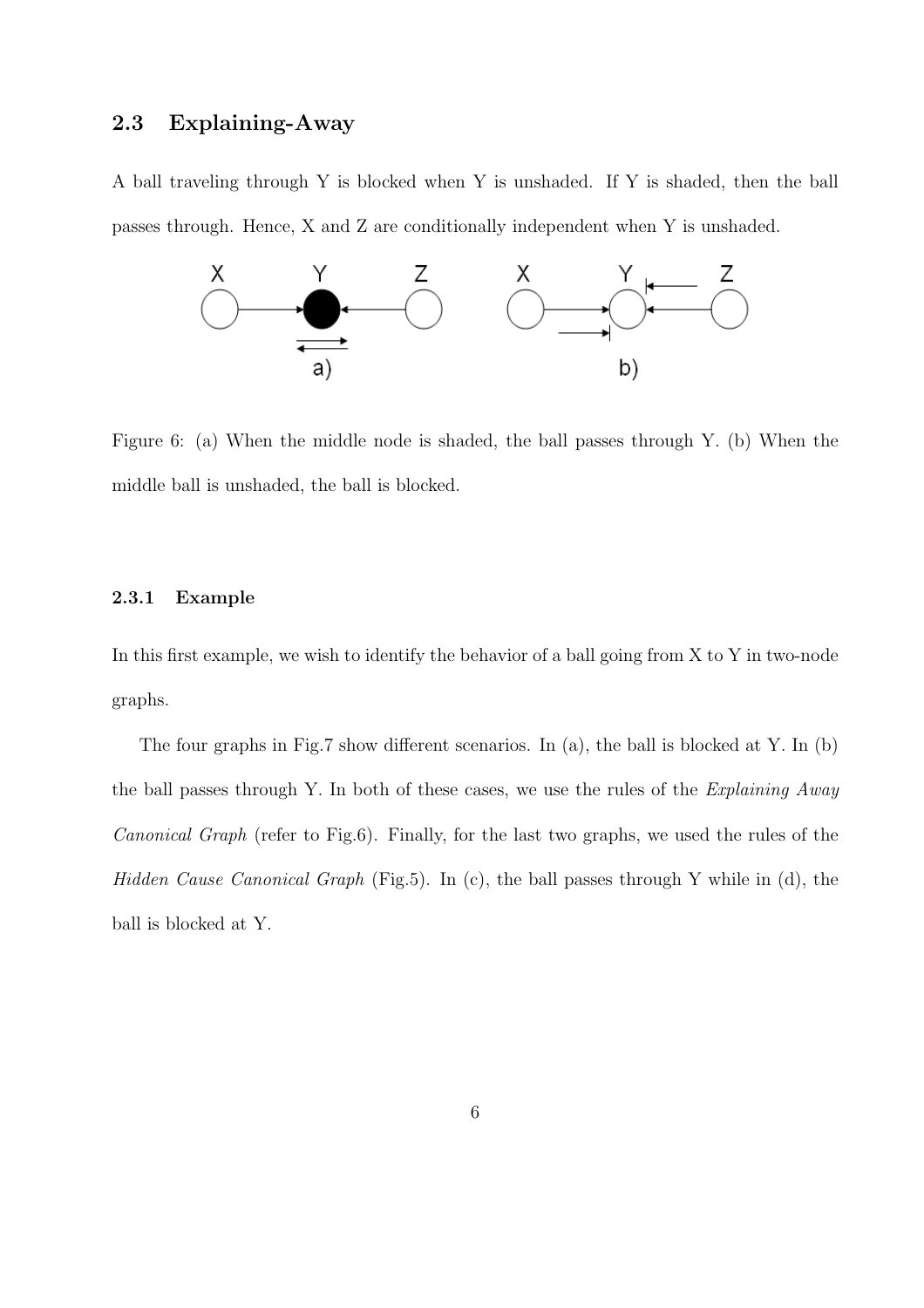## 2.3 Explaining-Away

A ball traveling through Y is blocked when Y is unshaded. If Y is shaded, then the ball passes through. Hence, X and Z are conditionally independent when Y is unshaded.

Figure 6: (a) When the middle node is shaded, the ball passes through Y. (b) When the middle ball is unshaded, the ball is blocked.

### 2.3.1 Example

In this first example, we wish to identify the behavior of a ball going from X to Y in two-node graphs.

The four graphs in Fig.7 show different scenarios. In (a), the ball is blocked at Y. In (b) the ball passes through Y. In both of these cases, we use the rules of the *Explaining Away Canonical Graph* (refer to Fig.6). Finally, for the last two graphs, we used the rules of the *Hidden Cause Canonical Graph* (Fig.5). In (c), the ball passes through Y while in (d), the ball is blocked at Y.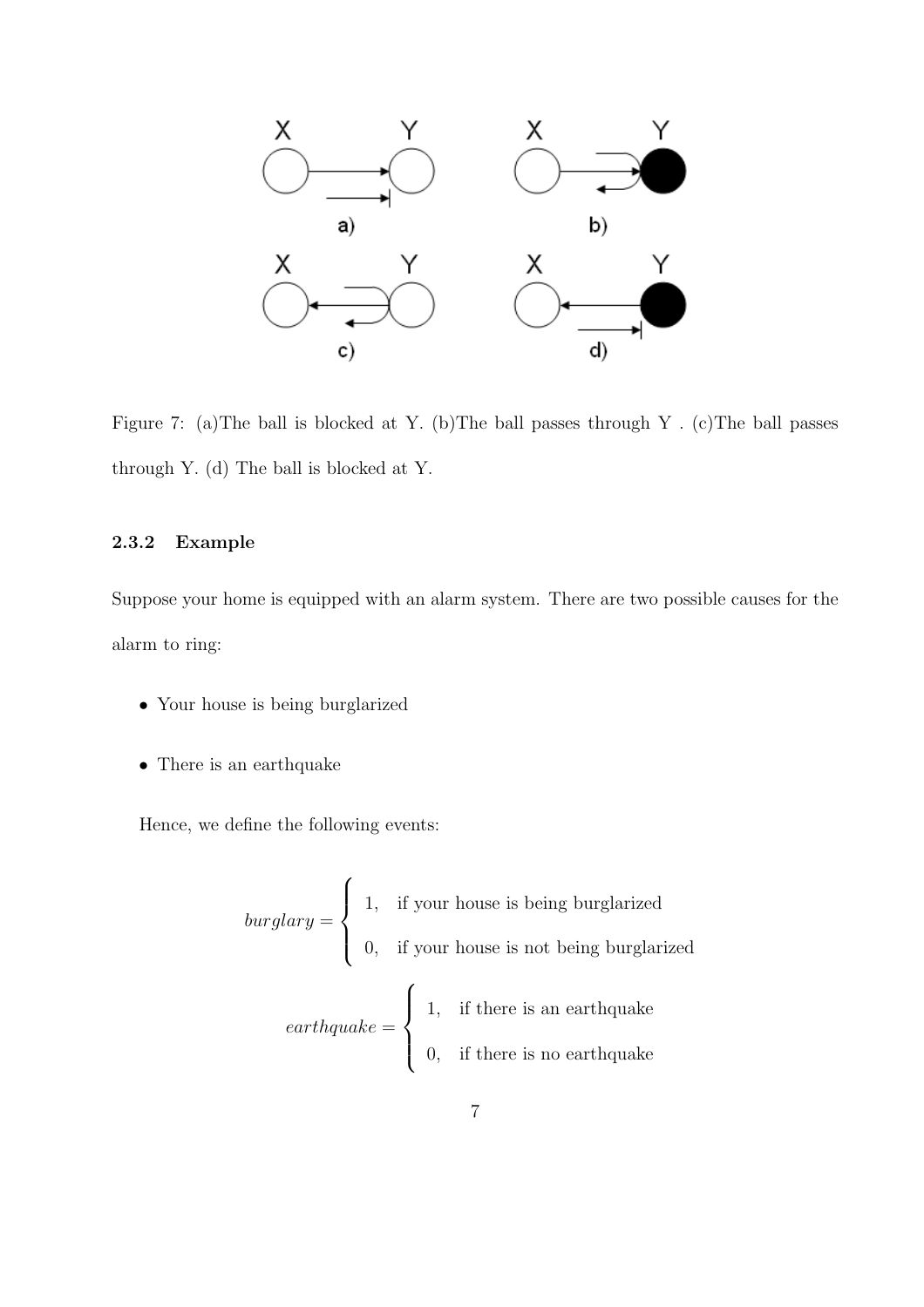Figure 7: (a)The ball is blocked at Y. (b)The ball passes through Y . (c)The ball passes through Y. (d) The ball is blocked at Y.

### 2.3.2 Example

Suppose your home is equipped with an alarm system. There are two possible causes for the alarm to ring:

- Your house is being burglarized
- There is an earthquake

Hence, we define the following events:

$$burglary = \begin{cases} 1, & \text{if your house is being burglarized} \\ 0, & \text{if your house is not being burglarized} \end{cases}$$

$$earthquake = \begin{cases} 1, & \text{if there is an earthquake} \\ 0, & \text{if there is no earthquake} \end{cases}$$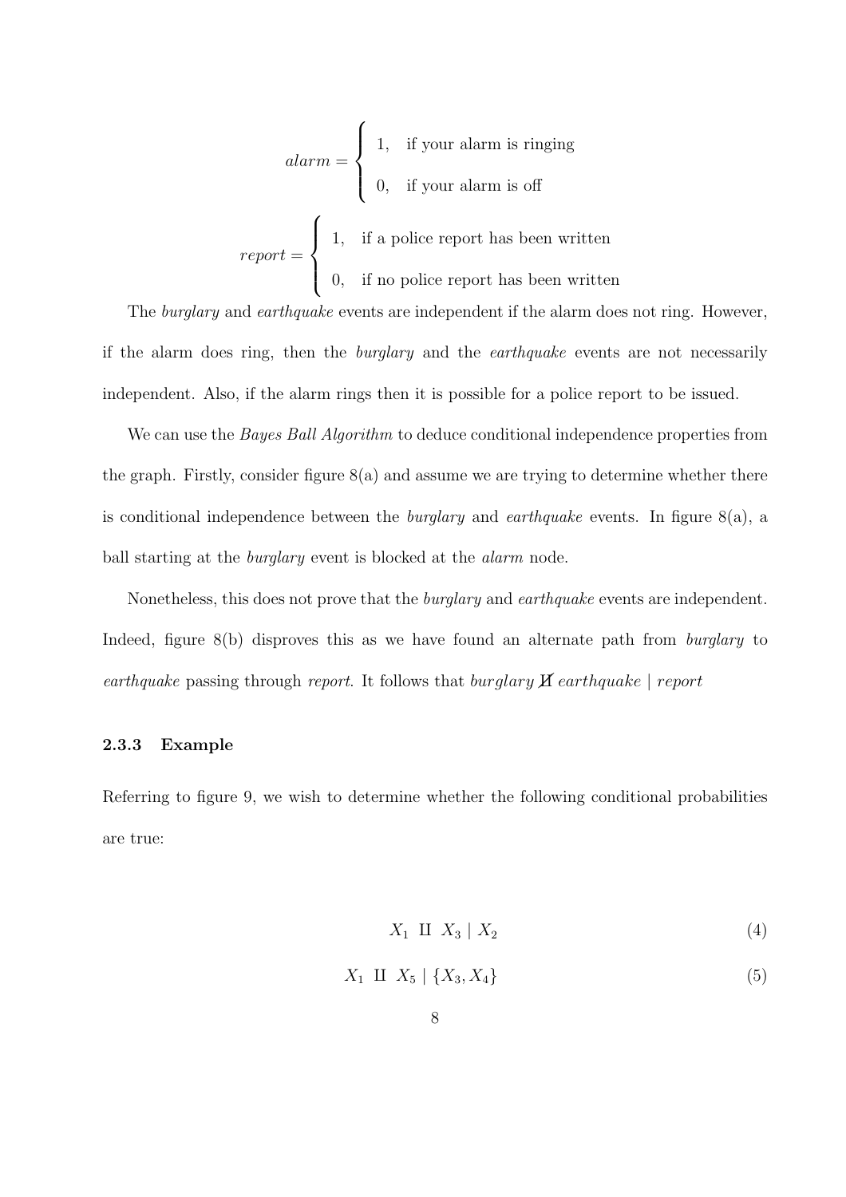$$alarm = \begin{cases} 1, & \text{if your alarm is ringing} \\ 0, & \text{if your alarm is off} \end{cases}$$

$$report = \begin{cases} 1, & \text{if a police report has been written} \\ 0, & \text{if no police report has been written} \end{cases}$$

The *burglary* and *earthquake* events are independent if the alarm does not ring. However, if the alarm does ring, then the *burglary* and the *earthquake* events are not necessarily independent. Also, if the alarm rings then it is possible for a police report to be issued.

We can use the *Bayes Ball Algorithm* to deduce conditional independence properties from the graph. Firstly, consider figure 8(a) and assume we are trying to determine whether there is conditional independence between the *burglary* and *earthquake* events. In figure 8(a), a ball starting at the *burglary* event is blocked at the *alarm* node.

Nonetheless, this does not prove that the *burglary* and *earthquake* events are independent. Indeed, figure 8(b) disproves this as we have found an alternate path from *burglary* to *earthquake* passing through *report*. It follows that $burglary \not\perp\!\!\!\perp earthquake \mid report$

#### 2.3.3 Example

Referring to figure 9, we wish to determine whether the following conditional probabilities are true:

$$X_1 \perp\!\!\!\perp X_3 \mid X_2 \tag{4}$$

$$X_1 \perp\!\!\!\perp X_5 \mid \{X_3, X_4\} \tag{5}$$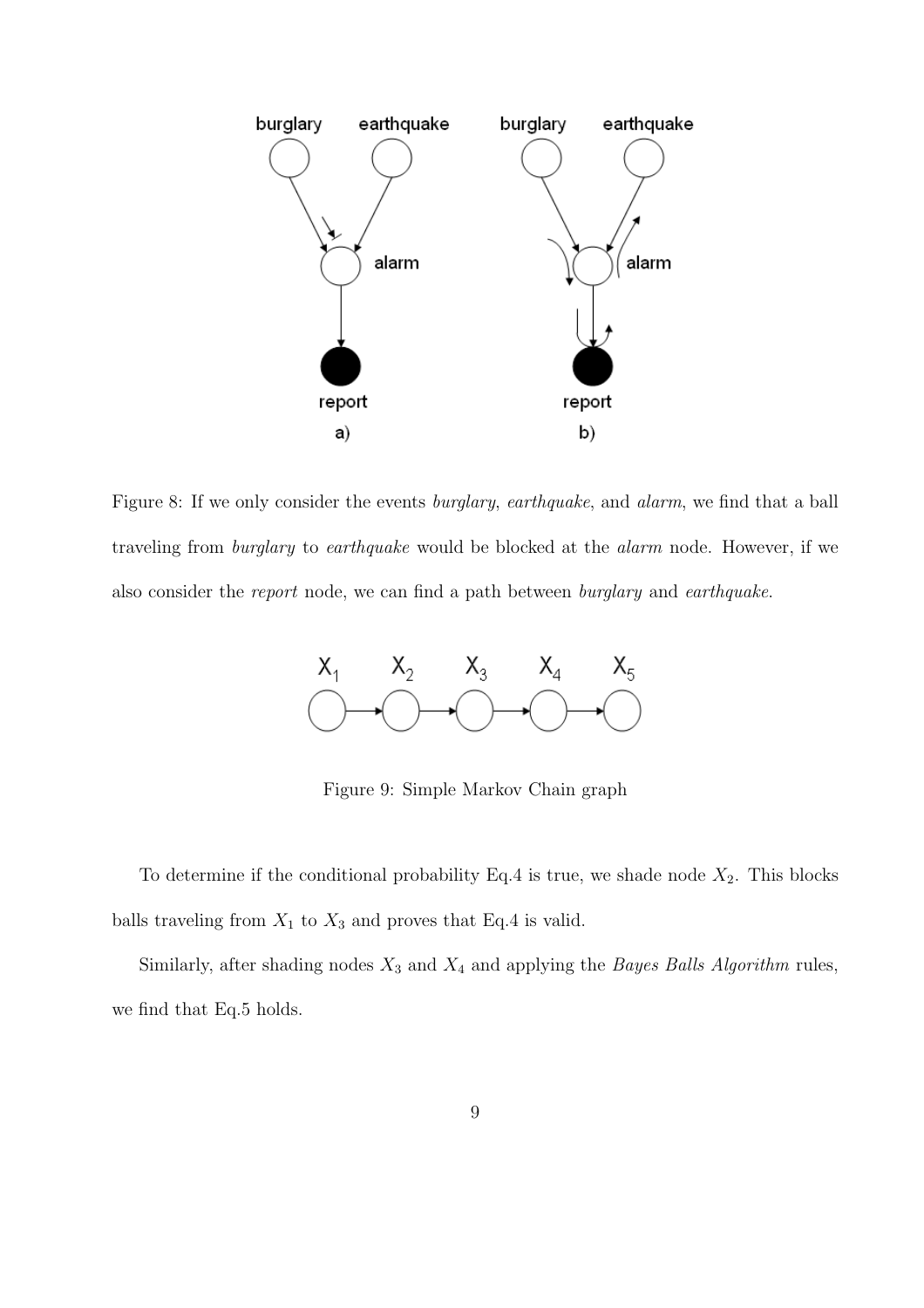Figure 8: If we only consider the events *burglary*, *earthquake*, and *alarm*, we find that a ball traveling from *burglary* to *earthquake* would be blocked at the *alarm* node. However, if we also consider the *report* node, we can find a path between *burglary* and *earthquake*.

Figure 9: Simple Markov Chain graph

To determine if the conditional probability Eq.4 is true, we shade node $X_2$. This blocks balls traveling from $X_1$ to $X_3$ and proves that Eq.4 is valid.

Similarly, after shading nodes $X_3$ and $X_4$ and applying the *Bayes Balls Algorithm* rules, we find that Eq.5 holds.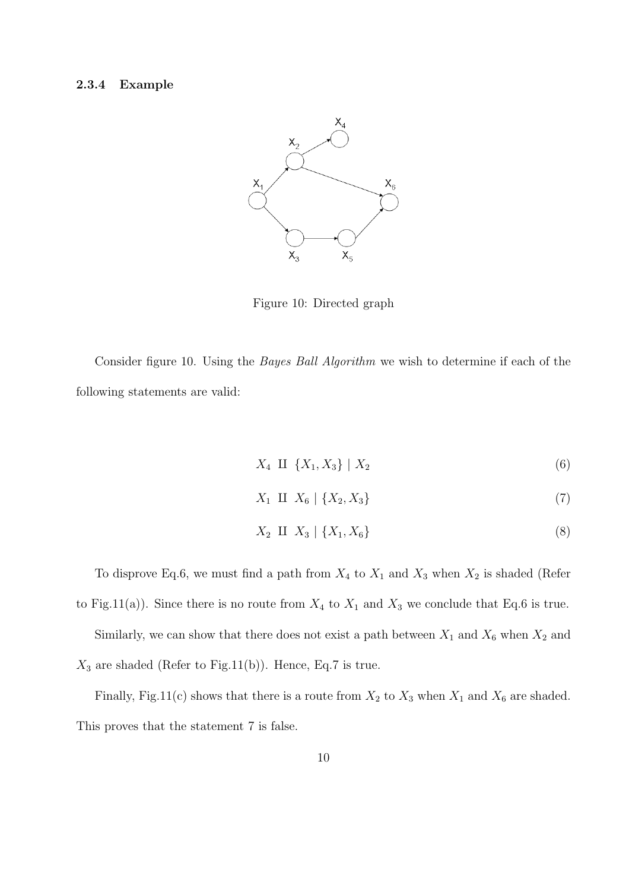### 2.3.4 Example

Figure 10: Directed graph

Consider figure 10. Using the *Bayes Ball Algorithm* we wish to determine if each of the following statements are valid:

$$X_4 \perp\!\!\!\perp \{X_1, X_3\} \mid X_2 \tag{6}$$

$$X_1 \perp\!\!\!\perp X_6 \mid \{X_2, X_3\} \tag{7}$$

$$X_2 \perp\!\!\!\perp X_3 \mid \{X_1, X_6\} \tag{8}$$

To disprove Eq.6, we must find a path from $X_4$ to $X_1$ and $X_3$ when $X_2$ is shaded (Refer to Fig.11(a)). Since there is no route from $X_4$ to $X_1$ and $X_3$ we conclude that Eq.6 is true.

Similarly, we can show that there does not exist a path between $X_1$ and $X_6$ when $X_2$ and $X_3$ are shaded (Refer to Fig.11(b)). Hence, Eq.7 is true.

Finally, Fig.11(c) shows that there is a route from $X_2$ to $X_3$ when $X_1$ and $X_6$ are shaded. This proves that the statement 7 is false.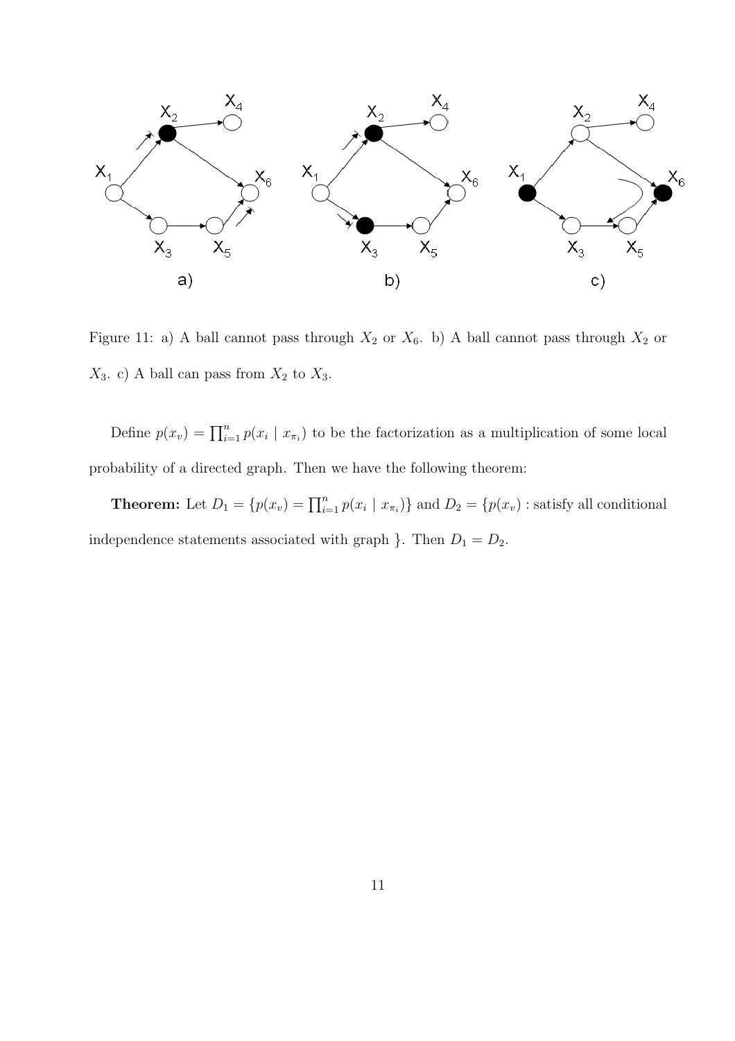a)

b)

c)

Figure 11: a) A ball cannot pass through $X_2$ or $X_6$. b) A ball cannot pass through $X_2$ or $X_3$. c) A ball can pass from $X_2$ to $X_3$.

Define $p(x_v) = \prod_{i=1}^{n} p(x_i \mid x_{\pi_i})$ to be the factorization as a multiplication of some local probability of a directed graph. Then we have the following theorem:

**Theorem:** Let $D_1 = \{p(x_v) = \prod_{i=1}^{n} p(x_i \mid x_{\pi_i})\}$ and $D_2 = \{p(x_v) :$ satisfy all conditional independence statements associated with graph $\}$. Then $D_1 = D_2$.